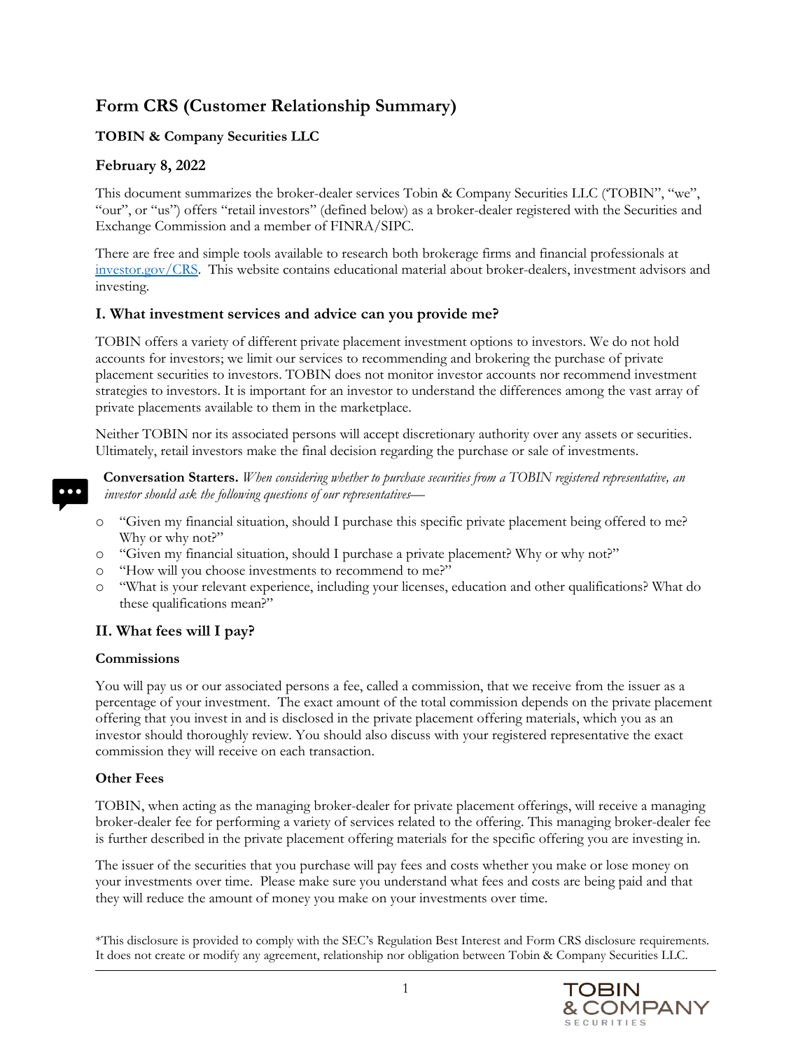# Form CRS (Customer Relationship Summary)

**TOBIN & Company Securities LLC**

## February 8, 2022

This document summarizes the broker-dealer services Tobin & Company Securities LLC ('TOBIN", "we", "our", or "us") offers "retail investors" (defined below) as a broker-dealer registered with the Securities and Exchange Commission and a member of FINRA/SIPC.

There are free and simple tools available to research both brokerage firms and financial professionals at investor.gov/CRS. This website contains educational material about broker-dealers, investment advisors and investing.

## I. What investment services and advice can you provide me?

TOBIN offers a variety of different private placement investment options to investors. We do not hold accounts for investors; we limit our services to recommending and brokering the purchase of private placement securities to investors. TOBIN does not monitor investor accounts nor recommend investment strategies to investors. It is important for an investor to understand the differences among the vast array of private placements available to them in the marketplace.

Neither TOBIN nor its associated persons will accept discretionary authority over any assets or securities. Ultimately, retail investors make the final decision regarding the purchase or sale of investments.

**Conversation Starters.** *When considering whether to purchase securities from a TOBIN registered representative, an investor should ask the following questions of our representatives—*

- "Given my financial situation, should I purchase this specific private placement being offered to me? Why or why not?"
- "Given my financial situation, should I purchase a private placement? Why or why not?"
- "How will you choose investments to recommend to me?"
- "What is your relevant experience, including your licenses, education and other qualifications? What do these qualifications mean?"

## II. What fees will I pay?

**Commissions**

You will pay us or our associated persons a fee, called a commission, that we receive from the issuer as a percentage of your investment. The exact amount of the total commission depends on the private placement offering that you invest in and is disclosed in the private placement offering materials, which you as an investor should thoroughly review. You should also discuss with your registered representative the exact commission they will receive on each transaction.

**Other Fees**

TOBIN, when acting as the managing broker-dealer for private placement offerings, will receive a managing broker-dealer fee for performing a variety of services related to the offering. This managing broker-dealer fee is further described in the private placement offering materials for the specific offering you are investing in.

The issuer of the securities that you purchase will pay fees and costs whether you make or lose money on your investments over time. Please make sure you understand what fees and costs are being paid and that they will reduce the amount of money you make on your investments over time.

*This disclosure is provided to comply with the SEC's Regulation Best Interest and Form CRS disclosure requirements. It does not create or modify any agreement, relationship nor obligation between Tobin & Company Securities LLC.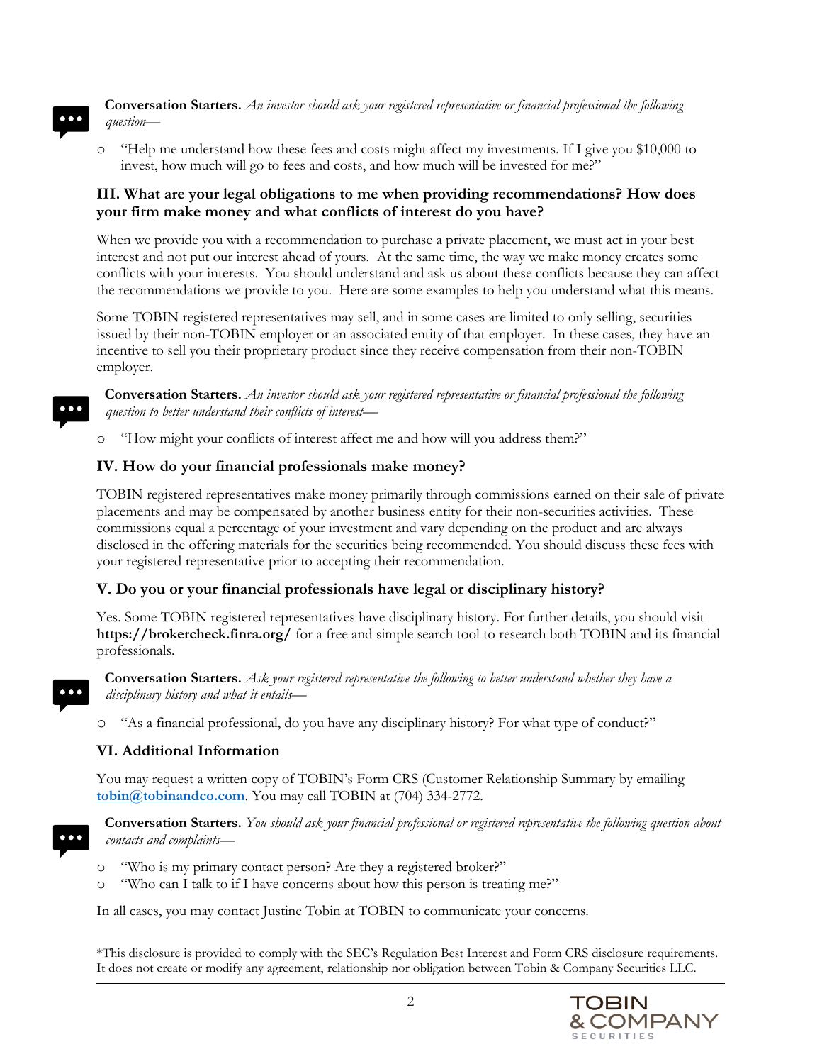**Conversation Starters.** *An investor should ask your registered representative or financial professional the following question—*

- "Help me understand how these fees and costs might affect my investments. If I give you $10,000 to invest, how much will go to fees and costs, and how much will be invested for me?"

### III. What are your legal obligations to me when providing recommendations? How does your firm make money and what conflicts of interest do you have?

When we provide you with a recommendation to purchase a private placement, we must act in your best interest and not put our interest ahead of yours. At the same time, the way we make money creates some conflicts with your interests. You should understand and ask us about these conflicts because they can affect the recommendations we provide to you. Here are some examples to help you understand what this means.

Some TOBIN registered representatives may sell, and in some cases are limited to only selling, securities issued by their non-TOBIN employer or an associated entity of that employer. In these cases, they have an incentive to sell you their proprietary product since they receive compensation from their non-TOBIN employer.

**Conversation Starters.** *An investor should ask your registered representative or financial professional the following question to better understand their conflicts of interest—*

- "How might your conflicts of interest affect me and how will you address them?"

### IV. How do your financial professionals make money?

TOBIN registered representatives make money primarily through commissions earned on their sale of private placements and may be compensated by another business entity for their non-securities activities. These commissions equal a percentage of your investment and vary depending on the product and are always disclosed in the offering materials for the securities being recommended. You should discuss these fees with your registered representative prior to accepting their recommendation.

### V. Do you or your financial professionals have legal or disciplinary history?

Yes. Some TOBIN registered representatives have disciplinary history. For further details, you should visit **https://brokercheck.finra.org/** for a free and simple search tool to research both TOBIN and its financial professionals.

**Conversation Starters.** *Ask your registered representative the following to better understand whether they have a disciplinary history and what it entails—*

- "As a financial professional, do you have any disciplinary history? For what type of conduct?"

### VI. Additional Information

You may request a written copy of TOBIN's Form CRS (Customer Relationship Summary by emailing **tobin@tobinandco.com**. You may call TOBIN at (704) 334-2772.

**Conversation Starters.** *You should ask your financial professional or registered representative the following question about contacts and complaints—*

- "Who is my primary contact person? Are they a registered broker?"
- "Who can I talk to if I have concerns about how this person is treating me?"

In all cases, you may contact Justine Tobin at TOBIN to communicate your concerns.

*This disclosure is provided to comply with the SEC's Regulation Best Interest and Form CRS disclosure requirements. It does not create or modify any agreement, relationship nor obligation between Tobin & Company Securities LLC.